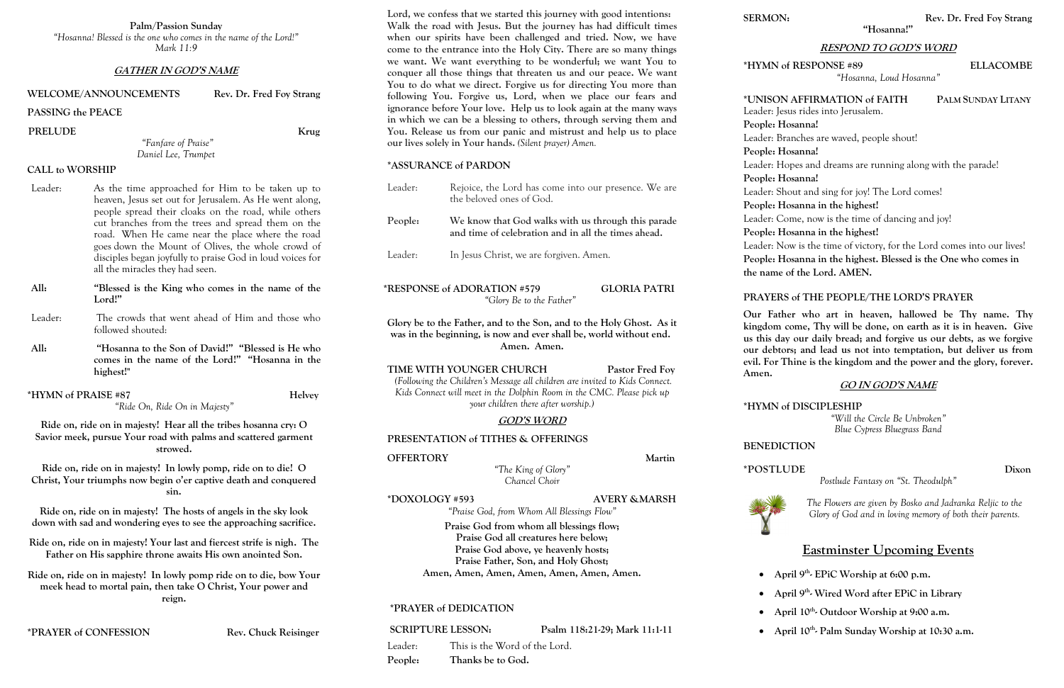**Palm/Passion Sunday**

*"Hosanna! Blessed is the one who comes in the name of the Lord!"*
*Mark 11:9*

## GATHER IN GOD'S NAME

**WELCOME/ANNOUNCEMENTS** — **Rev. Dr. Fred Foy Strang**

**PASSING the PEACE**

**PRELUDE** — **Krug**
*"Fanfare of Praise"*
*Daniel Lee, Trumpet*

**CALL to WORSHIP**

Leader: As the time approached for Him to be taken up to heaven, Jesus set out for Jerusalem. As He went along, people spread their cloaks on the road, while others cut branches from the trees and spread them on the road. When He came near the place where the road goes down the Mount of Olives, the whole crowd of disciples began joyfully to praise God in loud voices for all the miracles they had seen.

**All: "Blessed is the King who comes in the name of the Lord!"**

Leader: The crowds that went ahead of Him and those who followed shouted:

**All: "Hosanna to the Son of David!" "Blessed is He who comes in the name of the Lord!" "Hosanna in the highest!"**

**\*HYMN of PRAISE #87** — **Helvey**
*"Ride On, Ride On in Majesty"*

**Ride on, ride on in majesty! Hear all the tribes hosanna cry: O Savior meek, pursue Your road with palms and scattered garment strowed.**

**Ride on, ride on in majesty! In lowly pomp, ride on to die! O Christ, Your triumphs now begin o'er captive death and conquered sin.**

**Ride on, ride on in majesty! The hosts of angels in the sky look down with sad and wondering eyes to see the approaching sacrifice.**

**Ride on, ride on in majesty! Your last and fiercest strife is nigh. The Father on His sapphire throne awaits His own anointed Son.**

**Ride on, ride on in majesty! In lowly pomp ride on to die, bow Your meek head to mortal pain, then take O Christ, Your power and reign.**

**\*PRAYER of CONFESSION** — **Rev. Chuck Reisinger**

**Lord, we confess that we started this journey with good intentions: Walk the road with Jesus. But the journey has had difficult times when our spirits have been challenged and tried. Now, we have come to the entrance into the Holy City. There are so many things we want. We want everything to be wonderful; we want You to conquer all those things that threaten us and our peace. We want You to do what we direct. Forgive us for directing You more than following You. Forgive us, Lord, when we place our fears and ignorance before Your love. Help us to look again at the many ways in which we can be a blessing to others, through serving them and You. Release us from our panic and mistrust and help us to place our lives solely in Your hands.** *(Silent prayer)* **Amen.**

**\*ASSURANCE of PARDON**

Leader: Rejoice, the Lord has come into our presence. We are the beloved ones of God.

**People: We know that God walks with us through this parade and time of celebration and in all the times ahead.**

Leader: In Jesus Christ, we are forgiven. Amen.

**\*RESPONSE of ADORATION #579** — **GLORIA PATRI**
*"Glory Be to the Father"*

**Glory be to the Father, and to the Son, and to the Holy Ghost. As it was in the beginning, is now and ever shall be, world without end. Amen. Amen.**

**TIME WITH YOUNGER CHURCH** — **Pastor Fred Foy**
*(Following the Children's Message all children are invited to Kids Connect. Kids Connect will meet in the Dolphin Room in the CMC. Please pick up your children there after worship.)*

## GOD'S WORD

**PRESENTATION of TITHES & OFFERINGS**

**OFFERTORY** — **Martin**
*"The King of Glory"*
*Chancel Choir*

**\*DOXOLOGY #593** — **AVERY &MARSH**
*"Praise God, from Whom All Blessings Flow"*

**Praise God from whom all blessings flow;**
**Praise God all creatures here below;**
**Praise God above, ye heavenly hosts;**
**Praise Father, Son, and Holy Ghost;**
**Amen, Amen, Amen, Amen, Amen, Amen.**

**\*PRAYER of DEDICATION**

**SCRIPTURE LESSON:** — **Psalm 118:21-29; Mark 11:1-11**

Leader: This is the Word of the Lord.

**People: Thanks be to God.**

**SERMON:** — **Rev. Dr. Fred Foy Strang**
**"Hosanna!"**

## RESPOND TO GOD'S WORD

**\*HYMN of RESPONSE #89** — **ELLACOMBE**
*"Hosanna, Loud Hosanna"*

**\*UNISON AFFIRMATION of FAITH** — **PALM SUNDAY LITANY**

Leader: Jesus rides into Jerusalem.
**People: Hosanna!**
Leader: Branches are waved, people shout!
**People: Hosanna!**
Leader: Hopes and dreams are running along with the parade!
**People: Hosanna!**
Leader: Shout and sing for joy! The Lord comes!
**People: Hosanna in the highest!**
Leader: Come, now is the time of dancing and joy!
**People: Hosanna in the highest!**
Leader: Now is the time of victory, for the Lord comes into our lives!
**People: Hosanna in the highest. Blessed is the One who comes in the name of the Lord. AMEN.**

**PRAYERS of THE PEOPLE/THE LORD'S PRAYER**

**Our Father who art in heaven, hallowed be Thy name. Thy kingdom come, Thy will be done, on earth as it is in heaven. Give us this day our daily bread; and forgive us our debts, as we forgive our debtors; and lead us not into temptation, but deliver us from evil. For Thine is the kingdom and the power and the glory, forever. Amen.**

## GO IN GOD'S NAME

**\*HYMN of DISCIPLESHIP**
*"Will the Circle Be Unbroken"*
*Blue Cypress Bluegrass Band*

**BENEDICTION**

**\*POSTLUDE** — **Dixon**
*Postlude Fantasy on "St. Theodulph"*

*The Flowers are given by Bosko and Jadranka Reljic to the Glory of God and in loving memory of both their parents.*

## Eastminster Upcoming Events

- **April 9th- EPiC Worship at 6:00 p.m.**
- **April 9th- Wired Word after EPiC in Library**
- **April 10th- Outdoor Worship at 9:00 a.m.**
- **April 10th- Palm Sunday Worship at 10:30 a.m.**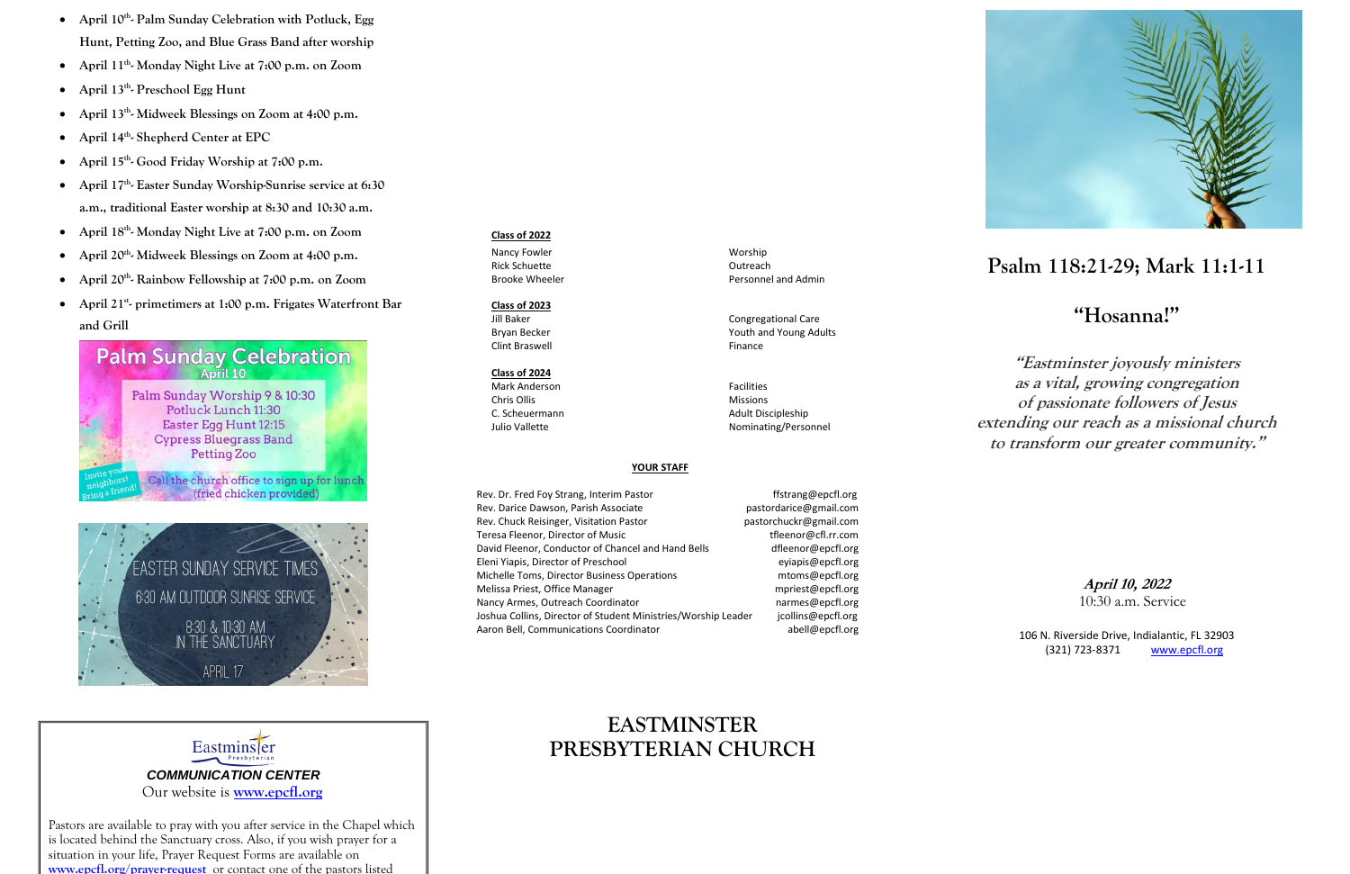- April 10th- Palm Sunday Celebration with Potluck, Egg Hunt, Petting Zoo, and Blue Grass Band after worship
- April 11th- Monday Night Live at 7:00 p.m. on Zoom
- April 13th- Preschool Egg Hunt
- April 13th- Midweek Blessings on Zoom at 4:00 p.m.
- April 14th- Shepherd Center at EPC
- April 15th- Good Friday Worship at 7:00 p.m.
- April 17th- Easter Sunday Worship-Sunrise service at 6:30 a.m., traditional Easter worship at 8:30 and 10:30 a.m.
- April 18th- Monday Night Live at 7:00 p.m. on Zoom
- April 20th- Midweek Blessings on Zoom at 4:00 p.m.
- April 20th- Rainbow Fellowship at 7:00 p.m. on Zoom
- April 21st- primetimers at 1:00 p.m. Frigates Waterfront Bar and Grill

Palm Sunday Celebration
April 10
Palm Sunday Worship 9 & 10:30
Potluck Lunch 11:30
Easter Egg Hunt 12:15
Cypress Bluegrass Band
Petting Zoo
Invite your neighbors! Bring a friend!
Call the church office to sign up for lunch (fried chicken provided)

EASTER SUNDAY SERVICE TIMES
6:30 AM OUTDOOR SUNRISE SERVICE
8:30 & 10:30 AM IN THE SANCTUARY
APRIL 17

Eastminster Presbyterian

***COMMUNICATION CENTER***

Our website is [www.epcfl.org](http://www.epcfl.org)

Pastors are available to pray with you after service in the Chapel which is located behind the Sanctuary cross. Also, if you wish prayer for a situation in your life, Prayer Request Forms are available on [www.epcfl.org/prayer-request](http://www.epcfl.org/prayer-request) or contact one of the pastors listed

**Class of 2022**

| | |
|---|---|
| Nancy Fowler | Worship |
| Rick Schuette | Outreach |
| Brooke Wheeler | Personnel and Admin |

**Class of 2023**

| | |
|---|---|
| Jill Baker | Congregational Care |
| Bryan Becker | Youth and Young Adults |
| Clint Braswell | Finance |

**Class of 2024**

| | |
|---|---|
| Mark Anderson | Facilities |
| Chris Ollis | Missions |
| C. Scheuermann | Adult Discipleship |
| Julio Vallette | Nominating/Personnel |

**YOUR STAFF**

| | |
|---|---|
| Rev. Dr. Fred Foy Strang, Interim Pastor | ffstrang@epcfl.org |
| Rev. Darice Dawson, Parish Associate | pastordarice@gmail.com |
| Rev. Chuck Reisinger, Visitation Pastor | pastorchuckr@gmail.com |
| Teresa Fleenor, Director of Music | tfleenor@cfl.rr.com |
| David Fleenor, Conductor of Chancel and Hand Bells | dfleenor@epcfl.org |
| Eleni Yiapis, Director of Preschool | eyiapis@epcfl.org |
| Michelle Toms, Director Business Operations | mtoms@epcfl.org |
| Melissa Priest, Office Manager | mpriest@epcfl.org |
| Nancy Armes, Outreach Coordinator | narmes@epcfl.org |
| Joshua Collins, Director of Student Ministries/Worship Leader | jcollins@epcfl.org |
| Aaron Bell, Communications Coordinator | abell@epcfl.org |

# EASTMINSTER PRESBYTERIAN CHURCH

## Psalm 118:21-29; Mark 11:1-11

## "Hosanna!"

***"Eastminster joyously ministers as a vital, growing congregation of passionate followers of Jesus extending our reach as a missional church to transform our greater community."***

***April 10, 2022***
10:30 a.m. Service

106 N. Riverside Drive, Indialantic, FL 32903
(321) 723-8371 [www.epcfl.org](http://www.epcfl.org)